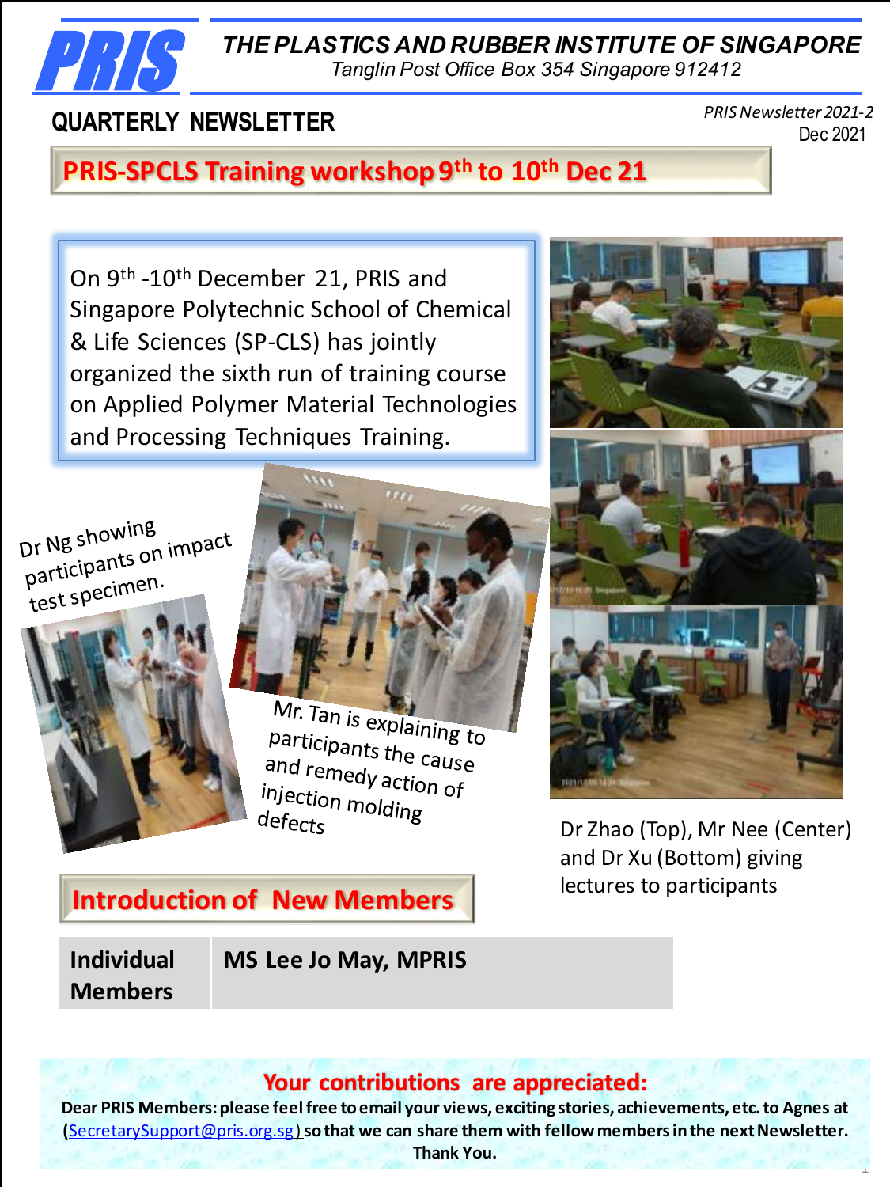# THE PLASTICS AND RUBBER INSTITUTE OF SINGAPORE

*Tanglin Post Office Box 354 Singapore 912412*

**QUARTERLY NEWSLETTER**

*PRIS Newsletter 2021-2*
Dec 2021

## PRIS-SPCLS Training workshop 9th to 10th Dec 21

On 9th -10th December 21, PRIS and Singapore Polytechnic School of Chemical & Life Sciences (SP-CLS) has jointly organized the sixth run of training course on Applied Polymer Material Technologies and Processing Techniques Training.

Dr Ng showing participants on impact test specimen.

Mr. Tan is explaining to participants the cause and remedy action of injection molding defects

Dr Zhao (Top), Mr Nee (Center) and Dr Xu (Bottom) giving lectures to participants

## Introduction of New Members

| Individual Members | MS Lee Jo May, MPRIS |
| --- | --- |

**Your contributions are appreciated:**

**Dear PRIS Members: please feel free to email your views, exciting stories, achievements, etc. to Agnes at (SecretarySupport@pris.org.sg) so that we can share them with fellow members in the next Newsletter. Thank You.**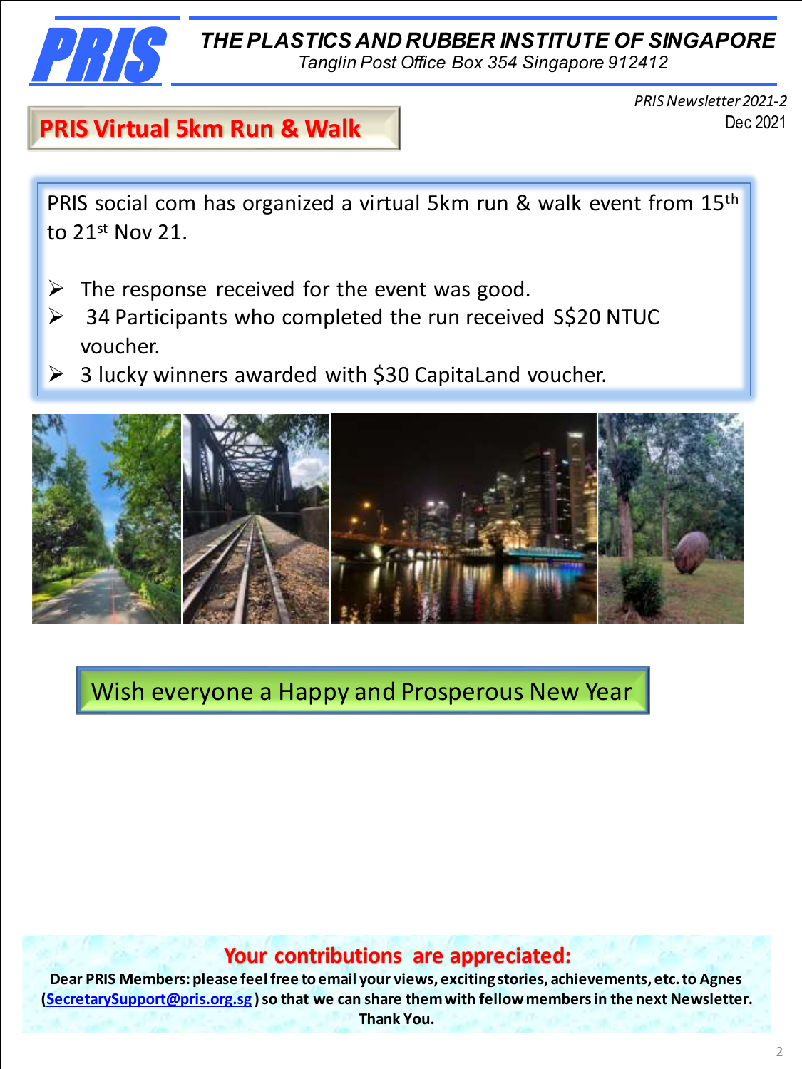**THE PLASTICS AND RUBBER INSTITUTE OF SINGAPORE**

*Tanglin Post Office Box 354 Singapore 912412*

*PRIS Newsletter 2021-2*

Dec 2021

# PRIS Virtual 5km Run & Walk

PRIS social com has organized a virtual 5km run & walk event from 15th to 21st Nov 21.

- The response received for the event was good.
- 34 Participants who completed the run received S$20 NTUC voucher.
- 3 lucky winners awarded with $30 CapitaLand voucher.

**Wish everyone a Happy and Prosperous New Year**

## Your contributions are appreciated:

**Dear PRIS Members: please feel free to email your views, exciting stories, achievements, etc. to Agnes (SecretarySupport@pris.org.sg) so that we can share them with fellow members in the next Newsletter. Thank You.**